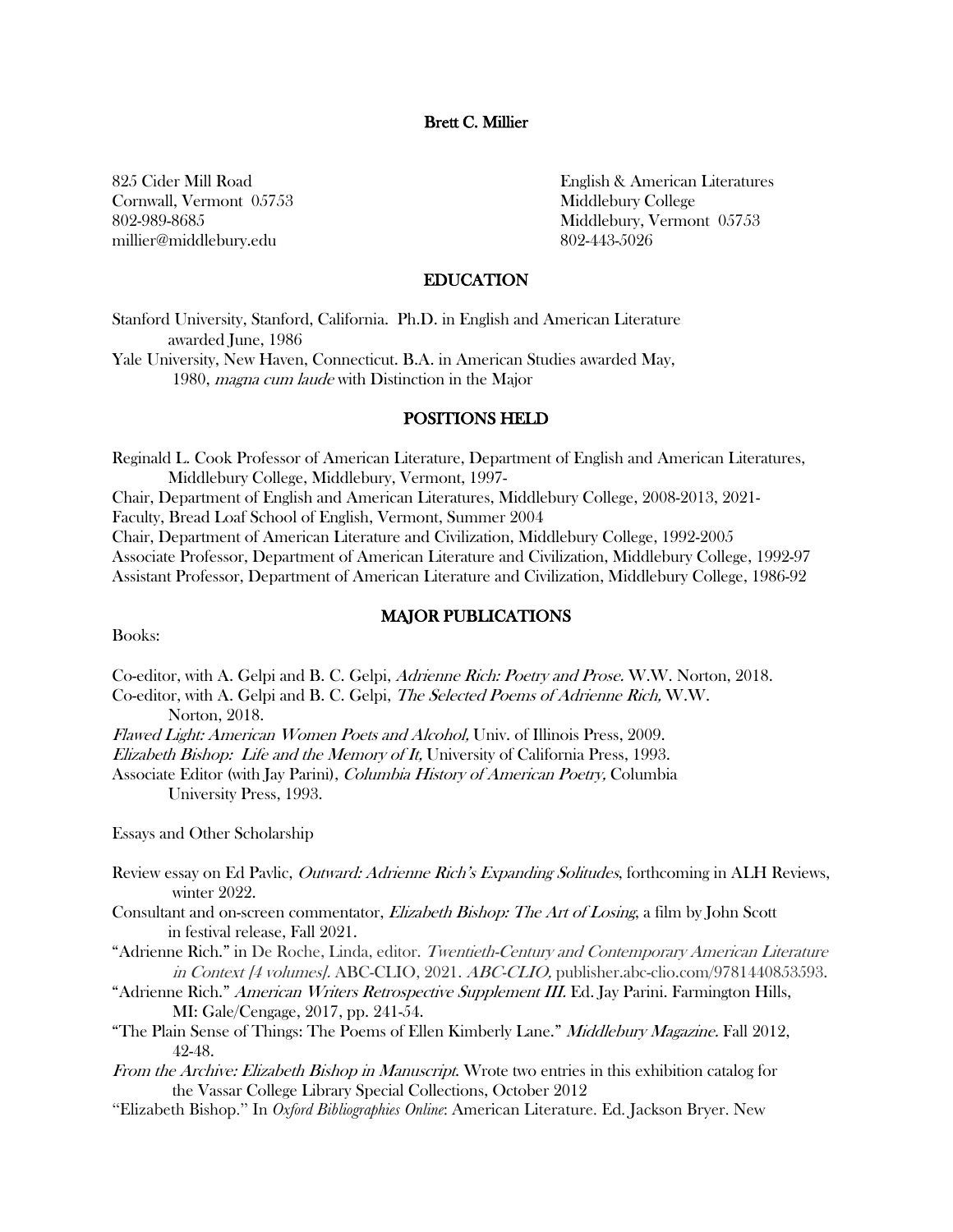**Brett C. Millier**

825 Cider Mill Road
Cornwall, Vermont 05753
802-989-8685
millier@middlebury.edu

English & American Literatures
Middlebury College
Middlebury, Vermont 05753
802-443-5026

## EDUCATION

Stanford University, Stanford, California. Ph.D. in English and American Literature awarded June, 1986

Yale University, New Haven, Connecticut. B.A. in American Studies awarded May, 1980, *magna cum laude* with Distinction in the Major

## POSITIONS HELD

Reginald L. Cook Professor of American Literature, Department of English and American Literatures, Middlebury College, Middlebury, Vermont, 1997-

Chair, Department of English and American Literatures, Middlebury College, 2008-2013, 2021-

Faculty, Bread Loaf School of English, Vermont, Summer 2004

Chair, Department of American Literature and Civilization, Middlebury College, 1992-2005

Associate Professor, Department of American Literature and Civilization, Middlebury College, 1992-97

Assistant Professor, Department of American Literature and Civilization, Middlebury College, 1986-92

## MAJOR PUBLICATIONS

Books:

Co-editor, with A. Gelpi and B. C. Gelpi, *Adrienne Rich: Poetry and Prose.* W.W. Norton, 2018.

Co-editor, with A. Gelpi and B. C. Gelpi, *The Selected Poems of Adrienne Rich,* W.W. Norton, 2018.

*Flawed Light: American Women Poets and Alcohol,* Univ. of Illinois Press, 2009.

*Elizabeth Bishop: Life and the Memory of It,* University of California Press, 1993.

Associate Editor (with Jay Parini), *Columbia History of American Poetry,* Columbia University Press, 1993.

Essays and Other Scholarship

Review essay on Ed Pavlic, *Outward: Adrienne Rich's Expanding Solitudes*, forthcoming in ALH Reviews, winter 2022.

Consultant and on-screen commentator, *Elizabeth Bishop: The Art of Losing*, a film by John Scott in festival release, Fall 2021.

"Adrienne Rich." in De Roche, Linda, editor. *Twentieth-Century and Contemporary American Literature in Context [4 volumes].* ABC-CLIO, 2021. *ABC-CLIO,* publisher.abc-clio.com/9781440853593.

"Adrienne Rich." *American Writers Retrospective Supplement III.* Ed. Jay Parini. Farmington Hills, MI: Gale/Cengage, 2017, pp. 241-54.

"The Plain Sense of Things: The Poems of Ellen Kimberly Lane." *Middlebury Magazine.* Fall 2012, 42-48.

*From the Archive: Elizabeth Bishop in Manuscript.* Wrote two entries in this exhibition catalog for the Vassar College Library Special Collections, October 2012

"Elizabeth Bishop." In *Oxford Bibliographies Online*: American Literature. Ed. Jackson Bryer. New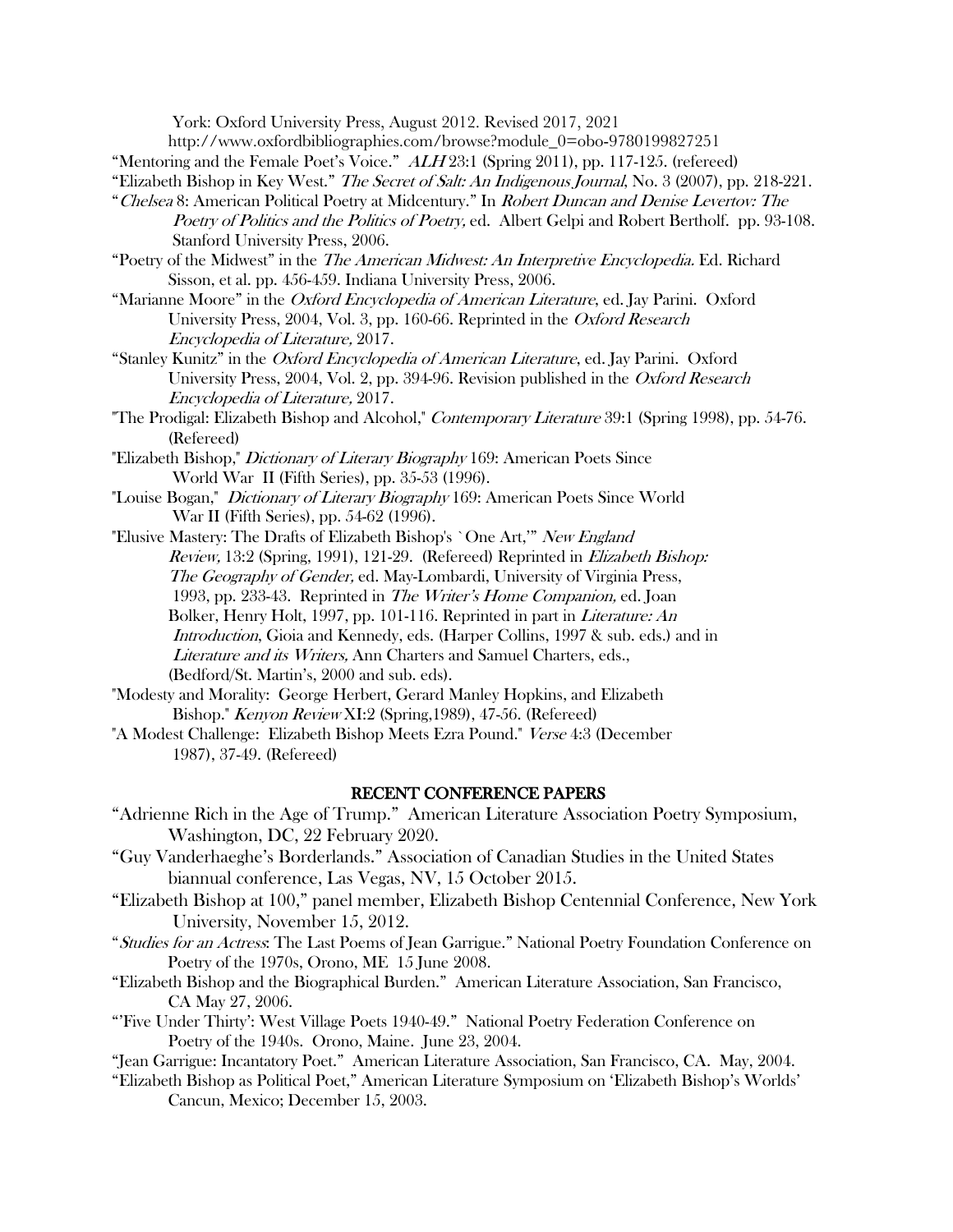York: Oxford University Press, August 2012. Revised 2017, 2021 http://www.oxfordbibliographies.com/browse?module_0=obo-9780199827251

"Mentoring and the Female Poet's Voice." *ALH* 23:1 (Spring 2011), pp. 117-125. (refereed)

"Elizabeth Bishop in Key West." *The Secret of Salt: An Indigenous Journal*, No. 3 (2007), pp. 218-221.

"*Chelsea* 8: American Political Poetry at Midcentury." In *Robert Duncan and Denise Levertov: The Poetry of Politics and the Politics of Poetry,* ed. Albert Gelpi and Robert Bertholf. pp. 93-108. Stanford University Press, 2006.

"Poetry of the Midwest" in the *The American Midwest: An Interpretive Encyclopedia.* Ed. Richard Sisson, et al. pp. 456-459. Indiana University Press, 2006.

"Marianne Moore" in the *Oxford Encyclopedia of American Literature*, ed. Jay Parini. Oxford University Press, 2004, Vol. 3, pp. 160-66. Reprinted in the *Oxford Research Encyclopedia of Literature,* 2017.

"Stanley Kunitz" in the *Oxford Encyclopedia of American Literature*, ed. Jay Parini. Oxford University Press, 2004, Vol. 2, pp. 394-96. Revision published in the *Oxford Research Encyclopedia of Literature,* 2017.

"The Prodigal: Elizabeth Bishop and Alcohol," *Contemporary Literature* 39:1 (Spring 1998), pp. 54-76. (Refereed)

"Elizabeth Bishop," *Dictionary of Literary Biography* 169: American Poets Since World War II (Fifth Series), pp. 35-53 (1996).

"Louise Bogan," *Dictionary of Literary Biography* 169: American Poets Since World War II (Fifth Series), pp. 54-62 (1996).

"Elusive Mastery: The Drafts of Elizabeth Bishop's `One Art,'" *New England Review,* 13:2 (Spring, 1991), 121-29. (Refereed) Reprinted in *Elizabeth Bishop: The Geography of Gender,* ed. May-Lombardi, University of Virginia Press, 1993, pp. 233-43. Reprinted in *The Writer's Home Companion,* ed. Joan Bolker, Henry Holt, 1997, pp. 101-116. Reprinted in part in *Literature: An Introduction*, Gioia and Kennedy, eds. (Harper Collins, 1997 & sub. eds.) and in *Literature and its Writers,* Ann Charters and Samuel Charters, eds., (Bedford/St. Martin's, 2000 and sub. eds).

"Modesty and Morality: George Herbert, Gerard Manley Hopkins, and Elizabeth Bishop." *Kenyon Review* XI:2 (Spring,1989), 47-56. (Refereed)

"A Modest Challenge: Elizabeth Bishop Meets Ezra Pound." *Verse* 4:3 (December 1987), 37-49. (Refereed)

## RECENT CONFERENCE PAPERS

"Adrienne Rich in the Age of Trump." American Literature Association Poetry Symposium, Washington, DC, 22 February 2020.

"Guy Vanderhaeghe's Borderlands." Association of Canadian Studies in the United States biannual conference, Las Vegas, NV, 15 October 2015.

"Elizabeth Bishop at 100," panel member, Elizabeth Bishop Centennial Conference, New York University, November 15, 2012.

"*Studies for an Actress*: The Last Poems of Jean Garrigue." National Poetry Foundation Conference on Poetry of the 1970s, Orono, ME 15 June 2008.

"Elizabeth Bishop and the Biographical Burden." American Literature Association, San Francisco, CA May 27, 2006.

"'Five Under Thirty': West Village Poets 1940-49." National Poetry Federation Conference on Poetry of the 1940s. Orono, Maine. June 23, 2004.

"Jean Garrigue: Incantatory Poet." American Literature Association, San Francisco, CA. May, 2004.

"Elizabeth Bishop as Political Poet," American Literature Symposium on 'Elizabeth Bishop's Worlds' Cancun, Mexico; December 15, 2003.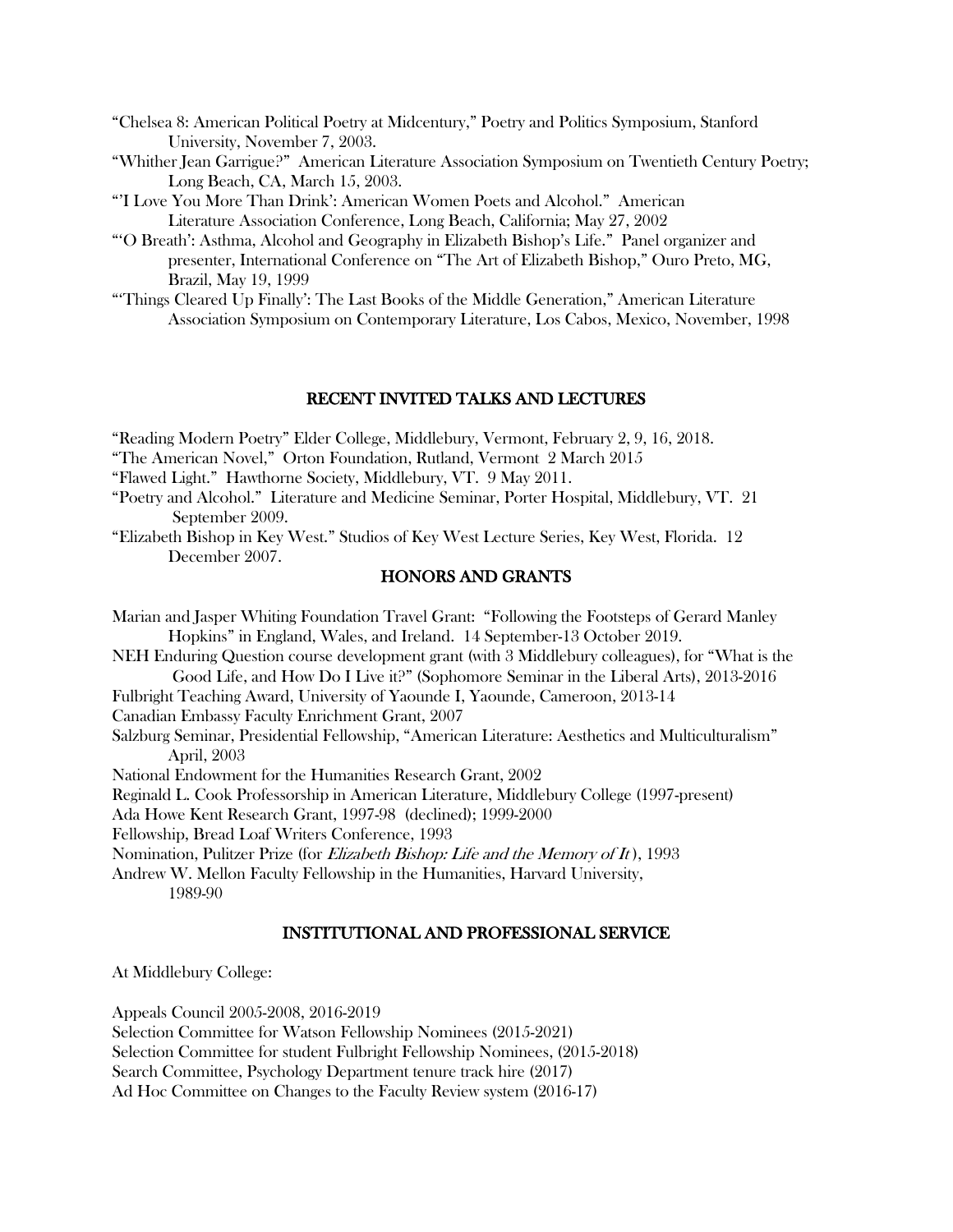"Chelsea 8: American Political Poetry at Midcentury," Poetry and Politics Symposium, Stanford University, November 7, 2003.

"Whither Jean Garrigue?" American Literature Association Symposium on Twentieth Century Poetry; Long Beach, CA, March 15, 2003.

"'I Love You More Than Drink': American Women Poets and Alcohol." American Literature Association Conference, Long Beach, California; May 27, 2002

"'O Breath': Asthma, Alcohol and Geography in Elizabeth Bishop's Life." Panel organizer and presenter, International Conference on "The Art of Elizabeth Bishop," Ouro Preto, MG, Brazil, May 19, 1999

"'Things Cleared Up Finally': The Last Books of the Middle Generation," American Literature Association Symposium on Contemporary Literature, Los Cabos, Mexico, November, 1998

## RECENT INVITED TALKS AND LECTURES

"Reading Modern Poetry" Elder College, Middlebury, Vermont, February 2, 9, 16, 2018.

"The American Novel," Orton Foundation, Rutland, Vermont 2 March 2015

"Flawed Light." Hawthorne Society, Middlebury, VT. 9 May 2011.

"Poetry and Alcohol." Literature and Medicine Seminar, Porter Hospital, Middlebury, VT. 21 September 2009.

"Elizabeth Bishop in Key West." Studios of Key West Lecture Series, Key West, Florida. 12 December 2007.

## HONORS AND GRANTS

Marian and Jasper Whiting Foundation Travel Grant: "Following the Footsteps of Gerard Manley Hopkins" in England, Wales, and Ireland. 14 September-13 October 2019.

NEH Enduring Question course development grant (with 3 Middlebury colleagues), for "What is the Good Life, and How Do I Live it?" (Sophomore Seminar in the Liberal Arts), 2013-2016

Fulbright Teaching Award, University of Yaounde I, Yaounde, Cameroon, 2013-14

Canadian Embassy Faculty Enrichment Grant, 2007

Salzburg Seminar, Presidential Fellowship, "American Literature: Aesthetics and Multiculturalism" April, 2003

National Endowment for the Humanities Research Grant, 2002

Reginald L. Cook Professorship in American Literature, Middlebury College (1997-present)

Ada Howe Kent Research Grant, 1997-98 (declined); 1999-2000

Fellowship, Bread Loaf Writers Conference, 1993

Nomination, Pulitzer Prize (for *Elizabeth Bishop: Life and the Memory of It*), 1993

Andrew W. Mellon Faculty Fellowship in the Humanities, Harvard University, 1989-90

## INSTITUTIONAL AND PROFESSIONAL SERVICE

At Middlebury College:

Appeals Council 2005-2008, 2016-2019

Selection Committee for Watson Fellowship Nominees (2015-2021)

Selection Committee for student Fulbright Fellowship Nominees, (2015-2018)

Search Committee, Psychology Department tenure track hire (2017)

Ad Hoc Committee on Changes to the Faculty Review system (2016-17)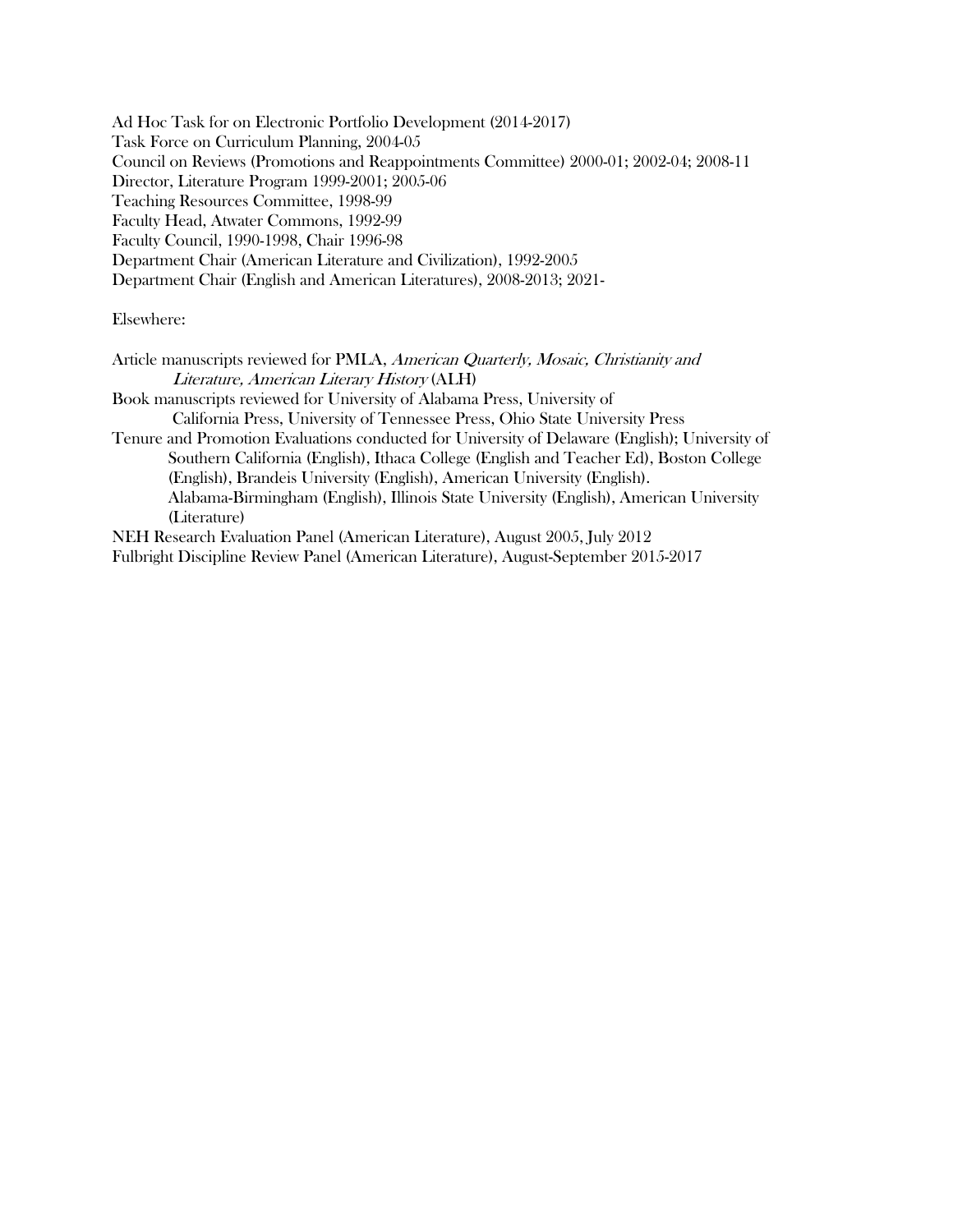Ad Hoc Task for on Electronic Portfolio Development (2014-2017)
Task Force on Curriculum Planning, 2004-05
Council on Reviews (Promotions and Reappointments Committee) 2000-01; 2002-04; 2008-11
Director, Literature Program 1999-2001; 2005-06
Teaching Resources Committee, 1998-99
Faculty Head, Atwater Commons, 1992-99
Faculty Council, 1990-1998, Chair 1996-98
Department Chair (American Literature and Civilization), 1992-2005
Department Chair (English and American Literatures), 2008-2013; 2021-

Elsewhere:

Article manuscripts reviewed for PMLA, *American Quarterly, Mosaic, Christianity and Literature, American Literary History* (ALH)
Book manuscripts reviewed for University of Alabama Press, University of California Press, University of Tennessee Press, Ohio State University Press
Tenure and Promotion Evaluations conducted for University of Delaware (English); University of Southern California (English), Ithaca College (English and Teacher Ed), Boston College (English), Brandeis University (English), American University (English). Alabama-Birmingham (English), Illinois State University (English), American University (Literature)
NEH Research Evaluation Panel (American Literature), August 2005, July 2012
Fulbright Discipline Review Panel (American Literature), August-September 2015-2017